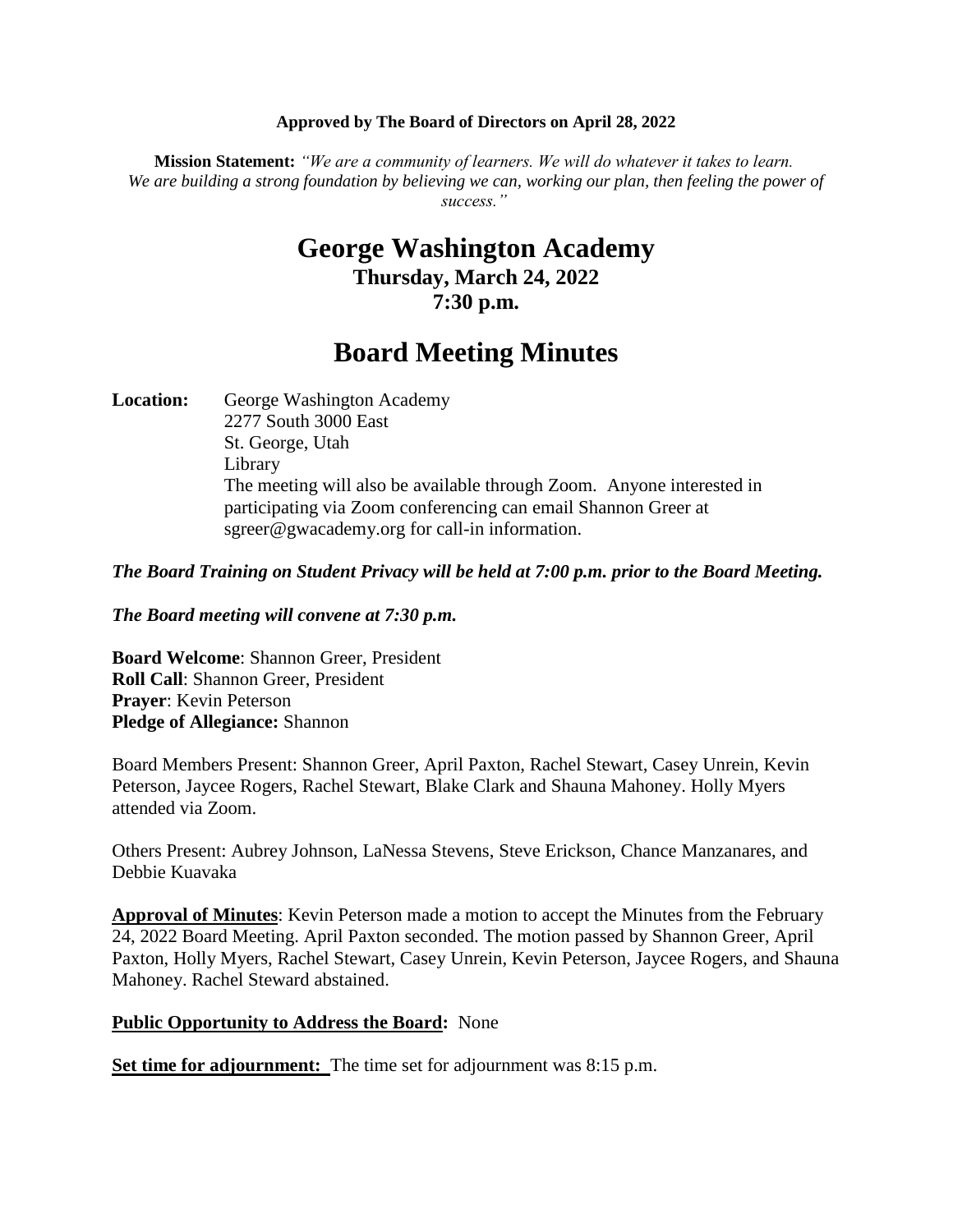**Approved by The Board of Directors on April 28, 2022**

**Mission Statement:** *"We are a community of learners. We will do whatever it takes to learn. We are building a strong foundation by believing we can, working our plan, then feeling the power of success."*

# George Washington Academy

### Thursday, March 24, 2022
### 7:30 p.m.

# Board Meeting Minutes

**Location:** George Washington Academy
2277 South 3000 East
St. George, Utah
Library
The meeting will also be available through Zoom. Anyone interested in participating via Zoom conferencing can email Shannon Greer at sgreer@gwacademy.org for call-in information.

***The Board Training on Student Privacy will be held at 7:00 p.m. prior to the Board Meeting.***

***The Board meeting will convene at 7:30 p.m.***

**Board Welcome**: Shannon Greer, President
**Roll Call**: Shannon Greer, President
**Prayer**: Kevin Peterson
**Pledge of Allegiance:** Shannon

Board Members Present: Shannon Greer, April Paxton, Rachel Stewart, Casey Unrein, Kevin Peterson, Jaycee Rogers, Rachel Stewart, Blake Clark and Shauna Mahoney. Holly Myers attended via Zoom.

Others Present: Aubrey Johnson, LaNessa Stevens, Steve Erickson, Chance Manzanares, and Debbie Kuavaka

**Approval of Minutes**: Kevin Peterson made a motion to accept the Minutes from the February 24, 2022 Board Meeting. April Paxton seconded. The motion passed by Shannon Greer, April Paxton, Holly Myers, Rachel Stewart, Casey Unrein, Kevin Peterson, Jaycee Rogers, and Shauna Mahoney. Rachel Steward abstained.

**Public Opportunity to Address the Board:** None

**Set time for adjournment:** The time set for adjournment was 8:15 p.m.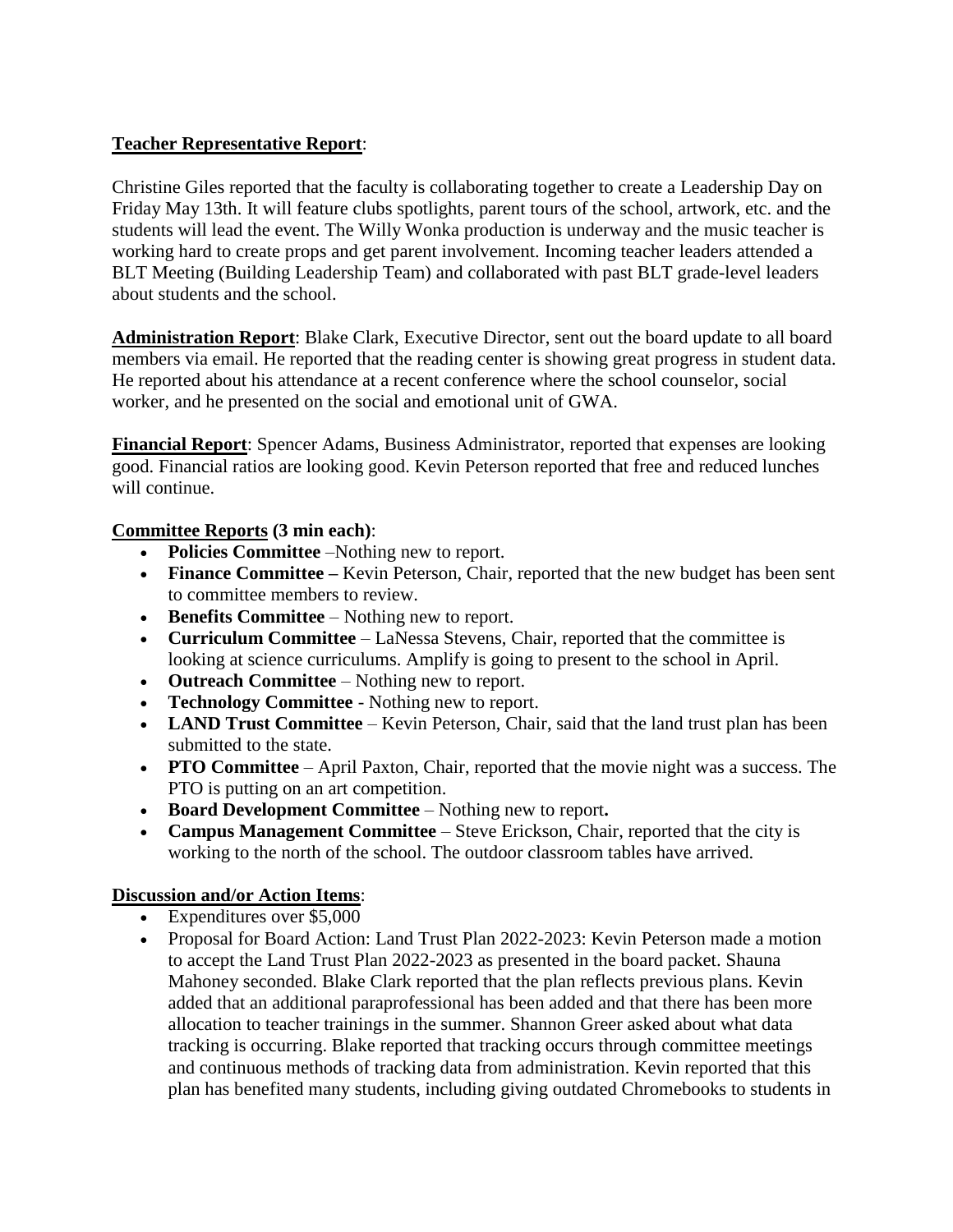**Teacher Representative Report**:

Christine Giles reported that the faculty is collaborating together to create a Leadership Day on Friday May 13th. It will feature clubs spotlights, parent tours of the school, artwork, etc. and the students will lead the event. The Willy Wonka production is underway and the music teacher is working hard to create props and get parent involvement. Incoming teacher leaders attended a BLT Meeting (Building Leadership Team) and collaborated with past BLT grade-level leaders about students and the school.

**Administration Report**: Blake Clark, Executive Director, sent out the board update to all board members via email. He reported that the reading center is showing great progress in student data. He reported about his attendance at a recent conference where the school counselor, social worker, and he presented on the social and emotional unit of GWA.

**Financial Report**: Spencer Adams, Business Administrator, reported that expenses are looking good. Financial ratios are looking good. Kevin Peterson reported that free and reduced lunches will continue.

**Committee Reports (3 min each)**:

- **Policies Committee** –Nothing new to report.
- **Finance Committee –** Kevin Peterson, Chair, reported that the new budget has been sent to committee members to review.
- **Benefits Committee** – Nothing new to report.
- **Curriculum Committee** – LaNessa Stevens, Chair, reported that the committee is looking at science curriculums. Amplify is going to present to the school in April.
- **Outreach Committee** – Nothing new to report.
- **Technology Committee** - Nothing new to report.
- **LAND Trust Committee** – Kevin Peterson, Chair, said that the land trust plan has been submitted to the state.
- **PTO Committee** – April Paxton, Chair, reported that the movie night was a success. The PTO is putting on an art competition.
- **Board Development Committee** – Nothing new to report**.**
- **Campus Management Committee** – Steve Erickson, Chair, reported that the city is working to the north of the school. The outdoor classroom tables have arrived.

**Discussion and/or Action Items**:

- Expenditures over $5,000
- Proposal for Board Action: Land Trust Plan 2022-2023: Kevin Peterson made a motion to accept the Land Trust Plan 2022-2023 as presented in the board packet. Shauna Mahoney seconded. Blake Clark reported that the plan reflects previous plans. Kevin added that an additional paraprofessional has been added and that there has been more allocation to teacher trainings in the summer. Shannon Greer asked about what data tracking is occurring. Blake reported that tracking occurs through committee meetings and continuous methods of tracking data from administration. Kevin reported that this plan has benefited many students, including giving outdated Chromebooks to students in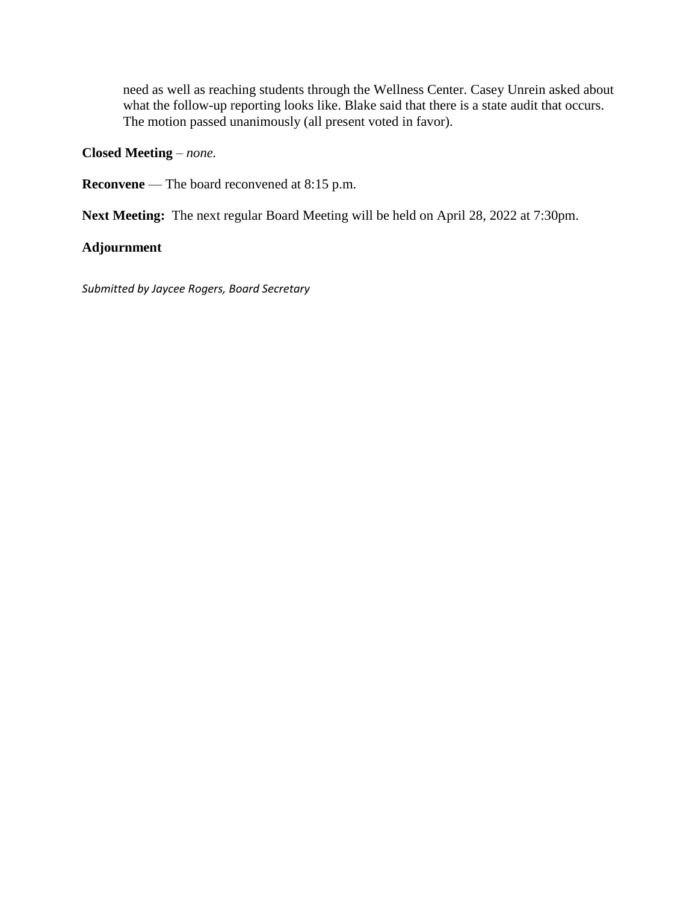need as well as reaching students through the Wellness Center. Casey Unrein asked about what the follow-up reporting looks like. Blake said that there is a state audit that occurs. The motion passed unanimously (all present voted in favor).

**Closed Meeting** – *none.*

**Reconvene** — The board reconvened at 8:15 p.m.

**Next Meeting:** The next regular Board Meeting will be held on April 28, 2022 at 7:30pm.

**Adjournment**

*Submitted by Jaycee Rogers, Board Secretary*